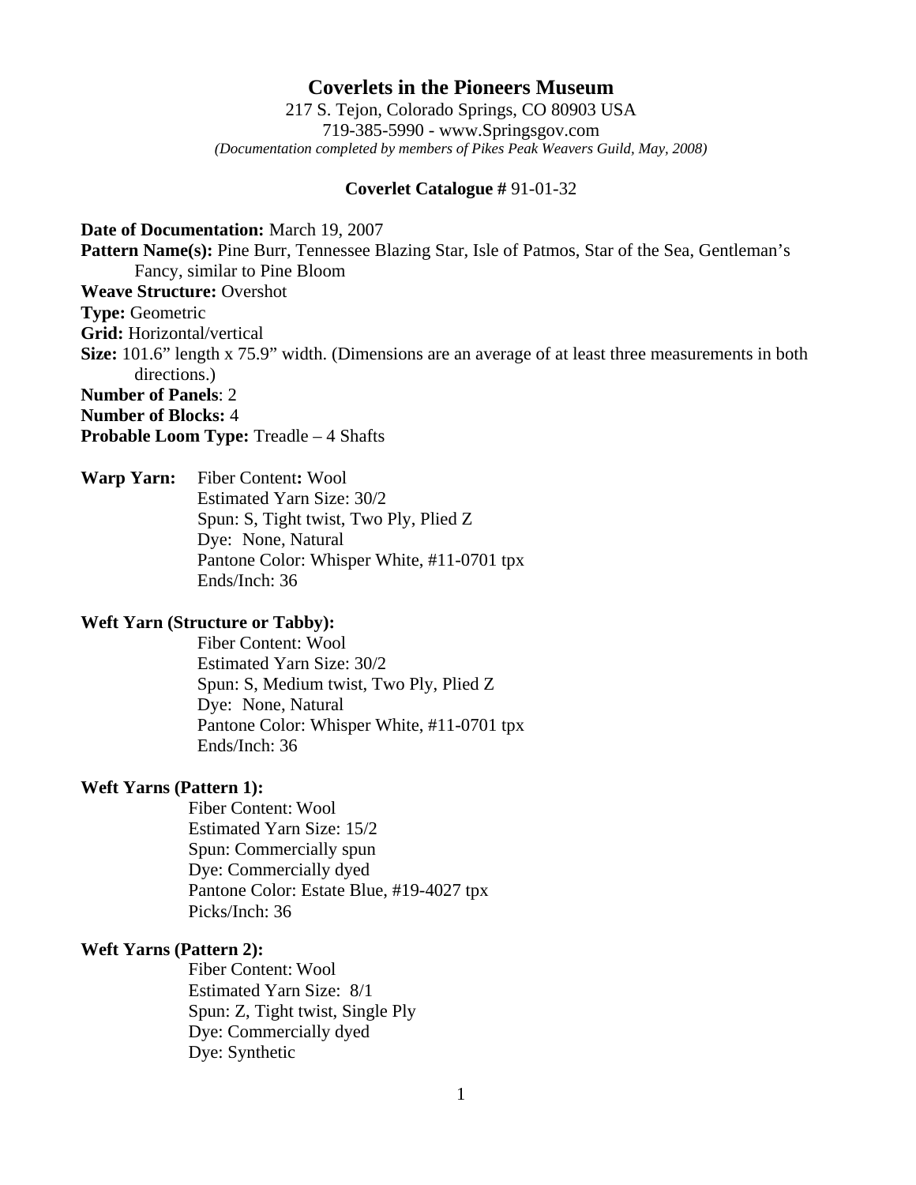# Coverlets in the Pioneers Museum

217 S. Tejon, Colorado Springs, CO 80903 USA
719-385-5990 - www.Springsgov.com
*(Documentation completed by members of Pikes Peak Weavers Guild, May, 2008)*

**Coverlet Catalogue #** 91-01-32

**Date of Documentation:** March 19, 2007
**Pattern Name(s):** Pine Burr, Tennessee Blazing Star, Isle of Patmos, Star of the Sea, Gentleman's Fancy, similar to Pine Bloom
**Weave Structure:** Overshot
**Type:** Geometric
**Grid:** Horizontal/vertical
**Size:** 101.6" length x 75.9" width. (Dimensions are an average of at least three measurements in both directions.)
**Number of Panels**: 2
**Number of Blocks:** 4
**Probable Loom Type:** Treadle – 4 Shafts

**Warp Yarn:**
Fiber Content**:** Wool
Estimated Yarn Size: 30/2
Spun: S, Tight twist, Two Ply, Plied Z
Dye: None, Natural
Pantone Color: Whisper White, #11-0701 tpx
Ends/Inch: 36

**Weft Yarn (Structure or Tabby):**
Fiber Content: Wool
Estimated Yarn Size: 30/2
Spun: S, Medium twist, Two Ply, Plied Z
Dye: None, Natural
Pantone Color: Whisper White, #11-0701 tpx
Ends/Inch: 36

**Weft Yarns (Pattern 1):**
Fiber Content: Wool
Estimated Yarn Size: 15/2
Spun: Commercially spun
Dye: Commercially dyed
Pantone Color: Estate Blue, #19-4027 tpx
Picks/Inch: 36

**Weft Yarns (Pattern 2):**
Fiber Content: Wool
Estimated Yarn Size: 8/1
Spun: Z, Tight twist, Single Ply
Dye: Commercially dyed
Dye: Synthetic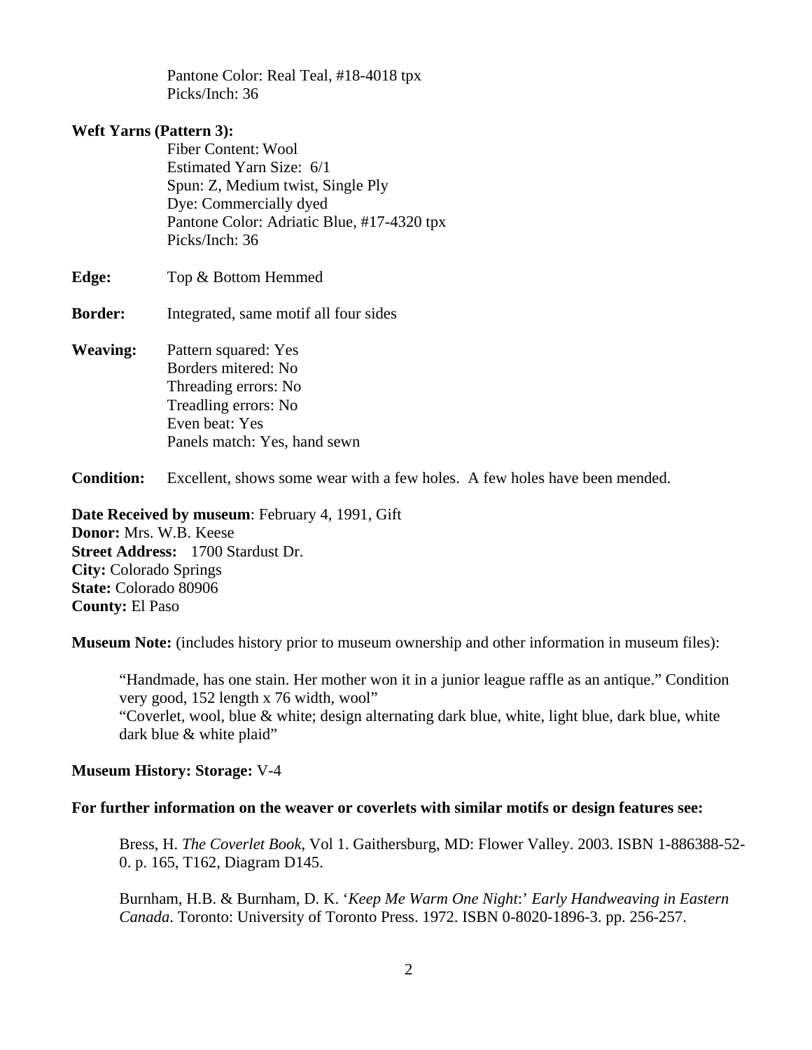Pantone Color: Real Teal, #18-4018 tpx
Picks/Inch: 36

**Weft Yarns (Pattern 3):**
Fiber Content: Wool
Estimated Yarn Size: 6/1
Spun: Z, Medium twist, Single Ply
Dye: Commercially dyed
Pantone Color: Adriatic Blue, #17-4320 tpx
Picks/Inch: 36

**Edge:** Top & Bottom Hemmed

**Border:** Integrated, same motif all four sides

**Weaving:** Pattern squared: Yes
Borders mitered: No
Threading errors: No
Treadling errors: No
Even beat: Yes
Panels match: Yes, hand sewn

**Condition:** Excellent, shows some wear with a few holes. A few holes have been mended.

**Date Received by museum**: February 4, 1991, Gift
**Donor:** Mrs. W.B. Keese
**Street Address:** 1700 Stardust Dr.
**City:** Colorado Springs
**State:** Colorado 80906
**County:** El Paso

**Museum Note:** (includes history prior to museum ownership and other information in museum files):

> "Handmade, has one stain. Her mother won it in a junior league raffle as an antique." Condition very good, 152 length x 76 width, wool"
> "Coverlet, wool, blue & white; design alternating dark blue, white, light blue, dark blue, white dark blue & white plaid"

**Museum History: Storage:** V-4

**For further information on the weaver or coverlets with similar motifs or design features see:**

Bress, H. *The Coverlet Book*, Vol 1. Gaithersburg, MD: Flower Valley. 2003. ISBN 1-886388-52-0. p. 165, T162, Diagram D145.

Burnham, H.B. & Burnham, D. K. '*Keep Me Warm One Night*:' *Early Handweaving in Eastern Canada*. Toronto: University of Toronto Press. 1972. ISBN 0-8020-1896-3. pp. 256-257.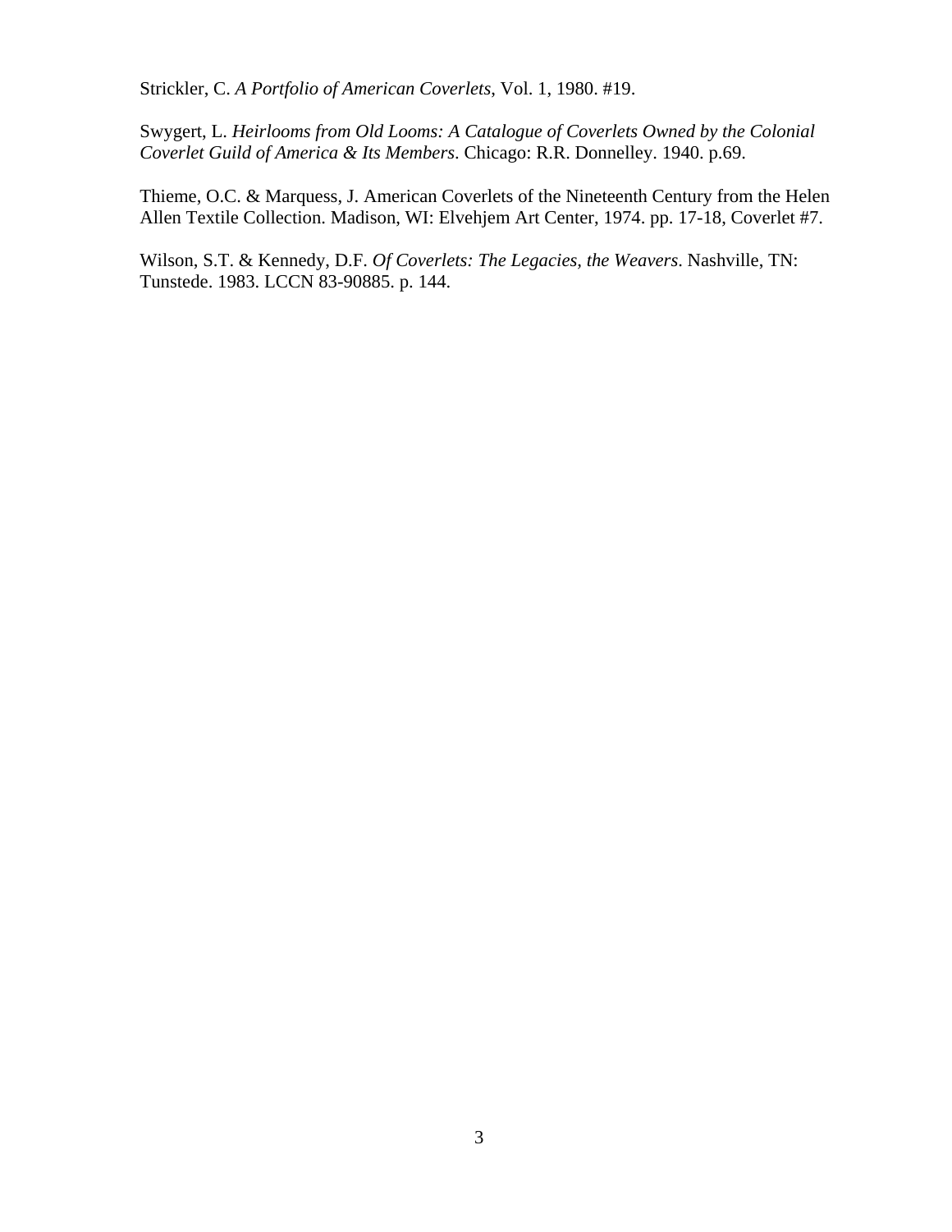Strickler, C. *A Portfolio of American Coverlets*, Vol. 1, 1980. #19.

Swygert, L. *Heirlooms from Old Looms: A Catalogue of Coverlets Owned by the Colonial Coverlet Guild of America & Its Members*. Chicago: R.R. Donnelley. 1940. p.69.

Thieme, O.C. & Marquess, J. American Coverlets of the Nineteenth Century from the Helen Allen Textile Collection. Madison, WI: Elvehjem Art Center, 1974. pp. 17-18, Coverlet #7.

Wilson, S.T. & Kennedy, D.F. *Of Coverlets: The Legacies, the Weavers*. Nashville, TN: Tunstede. 1983. LCCN 83-90885. p. 144.